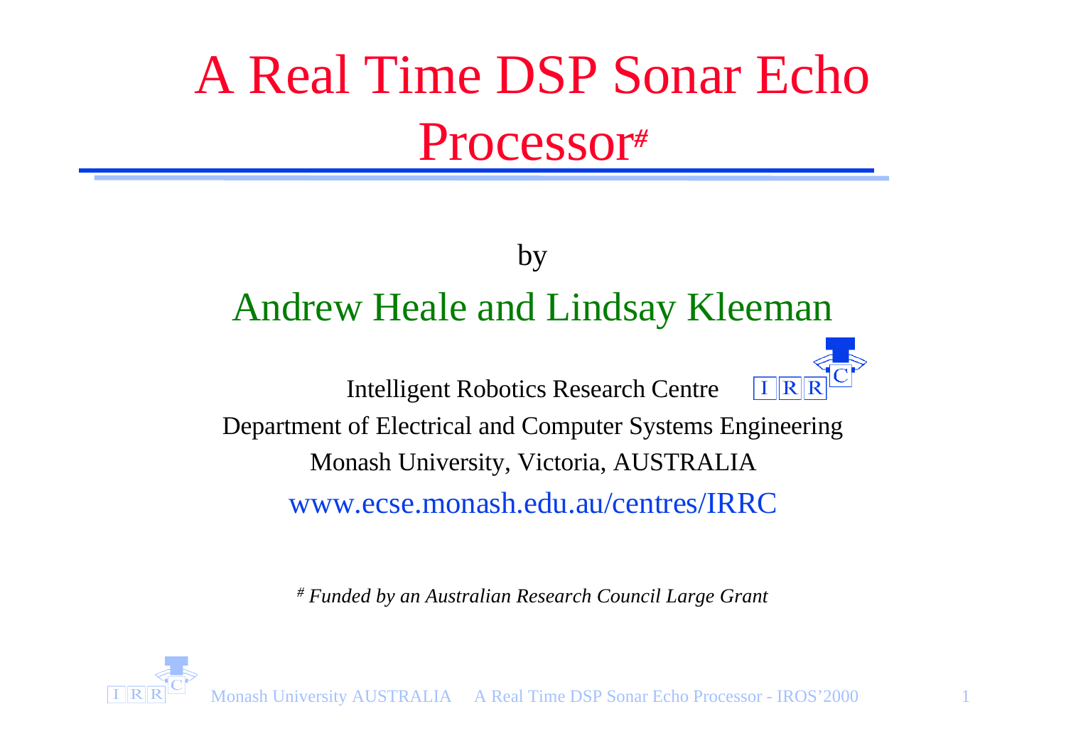# A Real Time DSP Sonar Echo Processor[#]

by

## Andrew Heale and Lindsay Kleeman

Intelligent Robotics Research Centre

Department of Electrical and Computer Systems Engineering

Monash University, Victoria, AUSTRALIA

www.ecse.monash.edu.au/centres/IRRC

[#] *Funded by an Australian Research Council Large Grant*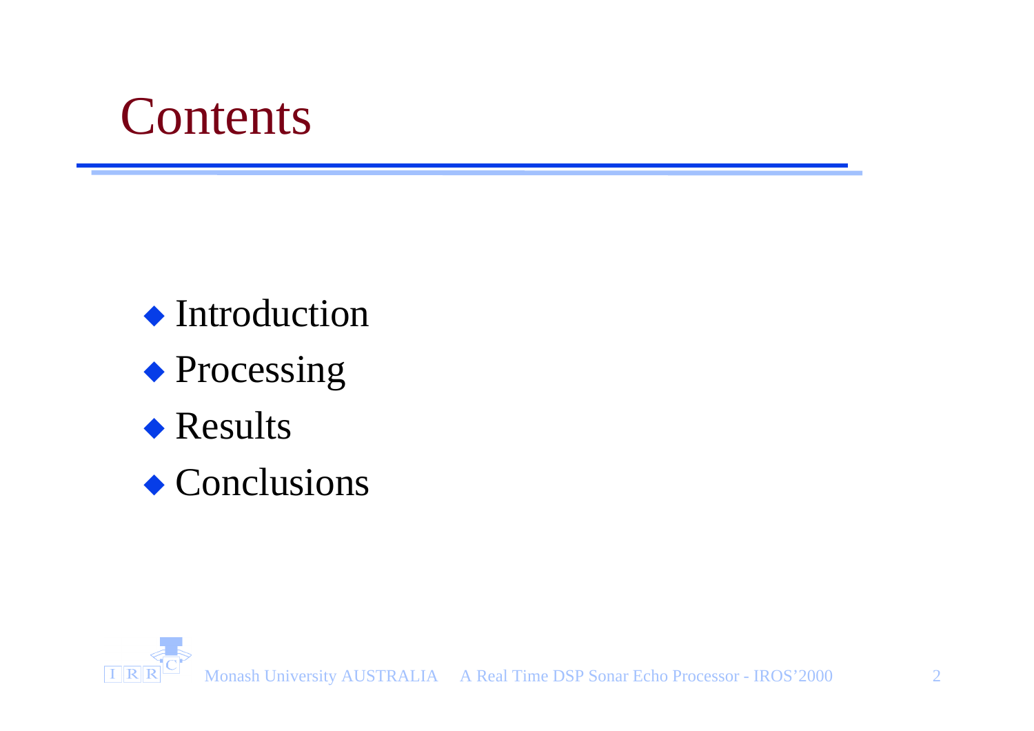# Contents

- Introduction
- Processing
- Results
- Conclusions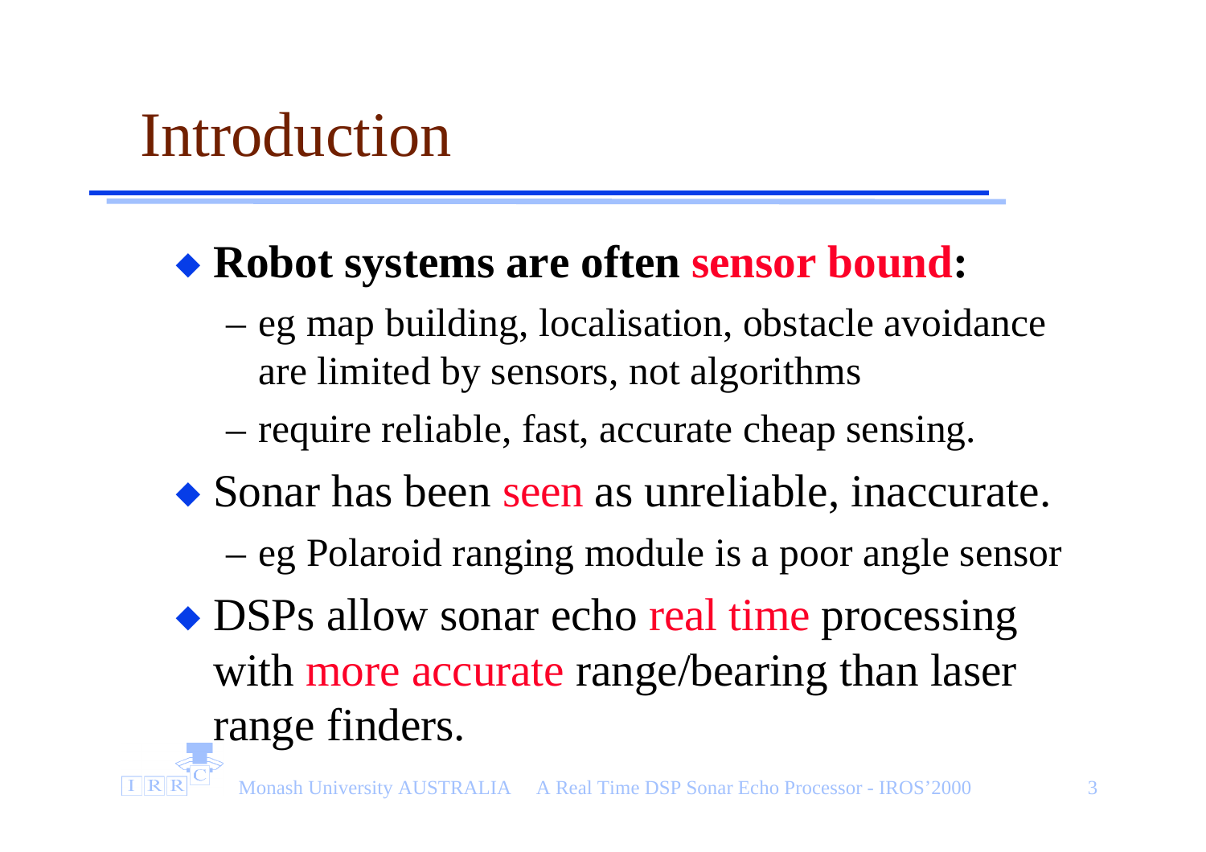# Introduction

- **Robot systems are often sensor bound:**
  - eg map building, localisation, obstacle avoidance are limited by sensors, not algorithms
  - require reliable, fast, accurate cheap sensing.
- Sonar has been seen as unreliable, inaccurate.
  - eg Polaroid ranging module is a poor angle sensor
- DSPs allow sonar echo real time processing with more accurate range/bearing than laser range finders.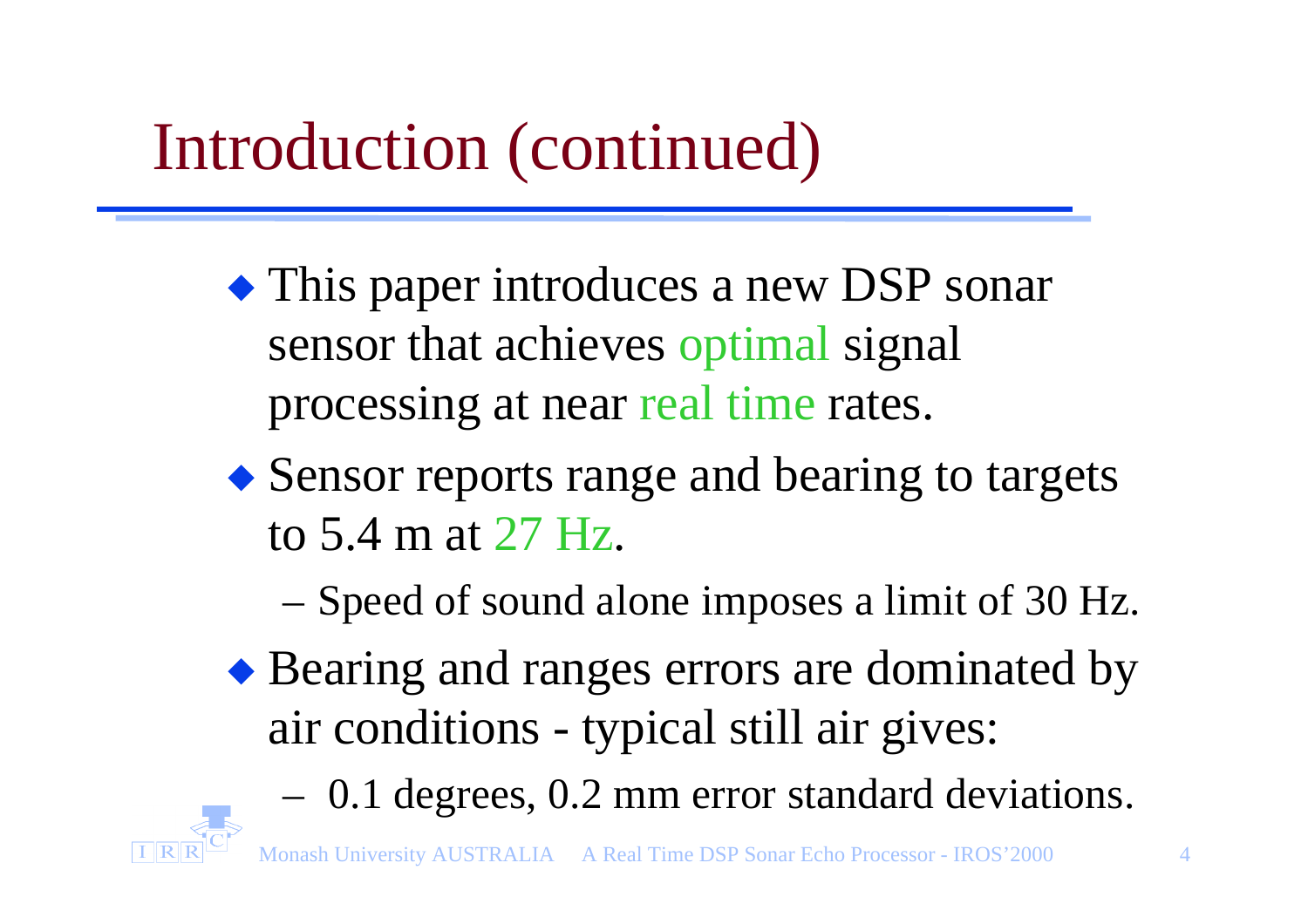# Introduction (continued)

- This paper introduces a new DSP sonar sensor that achieves optimal signal processing at near real time rates.
- Sensor reports range and bearing to targets to 5.4 m at 27 Hz.
  - Speed of sound alone imposes a limit of 30 Hz.
- Bearing and ranges errors are dominated by air conditions - typical still air gives:
  - 0.1 degrees, 0.2 mm error standard deviations.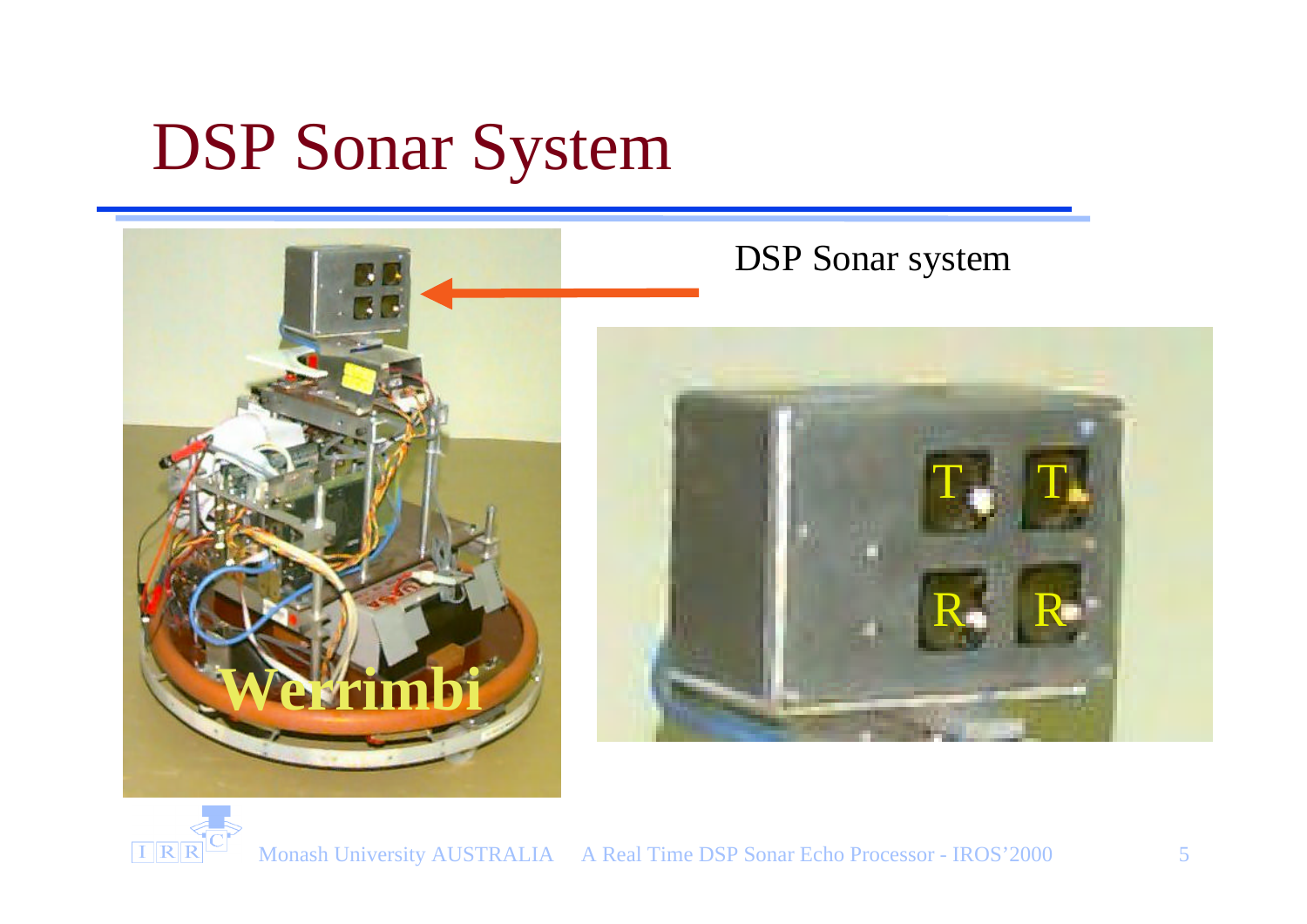# DSP Sonar System

DSP Sonar system

Werrimbi

T T

R R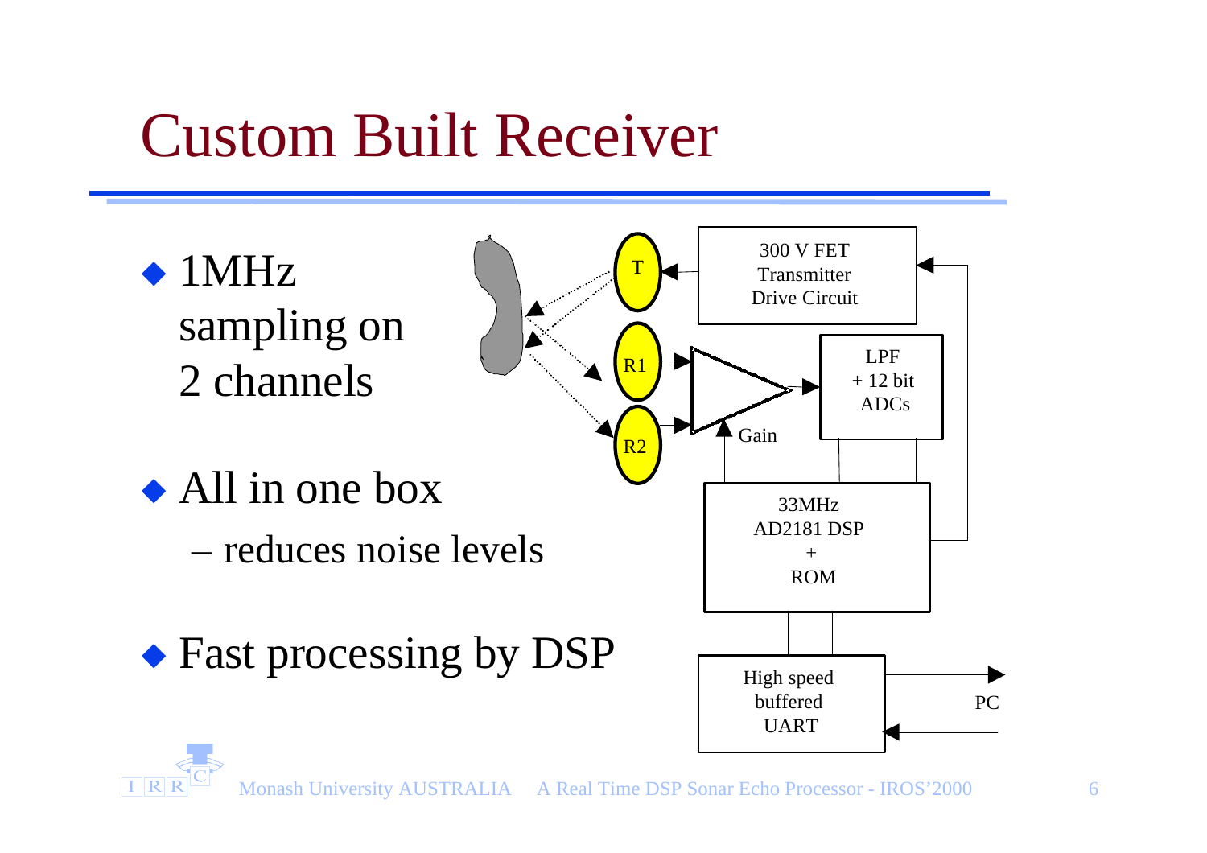# Custom Built Receiver

- 1MHz sampling on 2 channels
- All in one box
  - reduces noise levels
- Fast processing by DSP

T

R1

R2

300 V FET Transmitter Drive Circuit

LPF + 12 bit ADCs

Gain

33MHz AD2181 DSP + ROM

High speed buffered UART

PC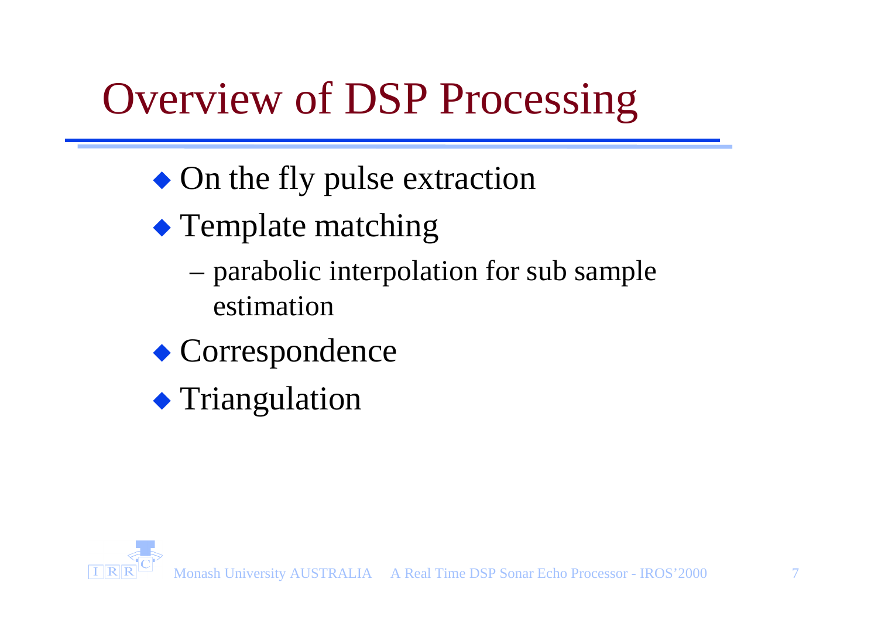# Overview of DSP Processing

- On the fly pulse extraction
- Template matching
  - parabolic interpolation for sub sample estimation
- Correspondence
- Triangulation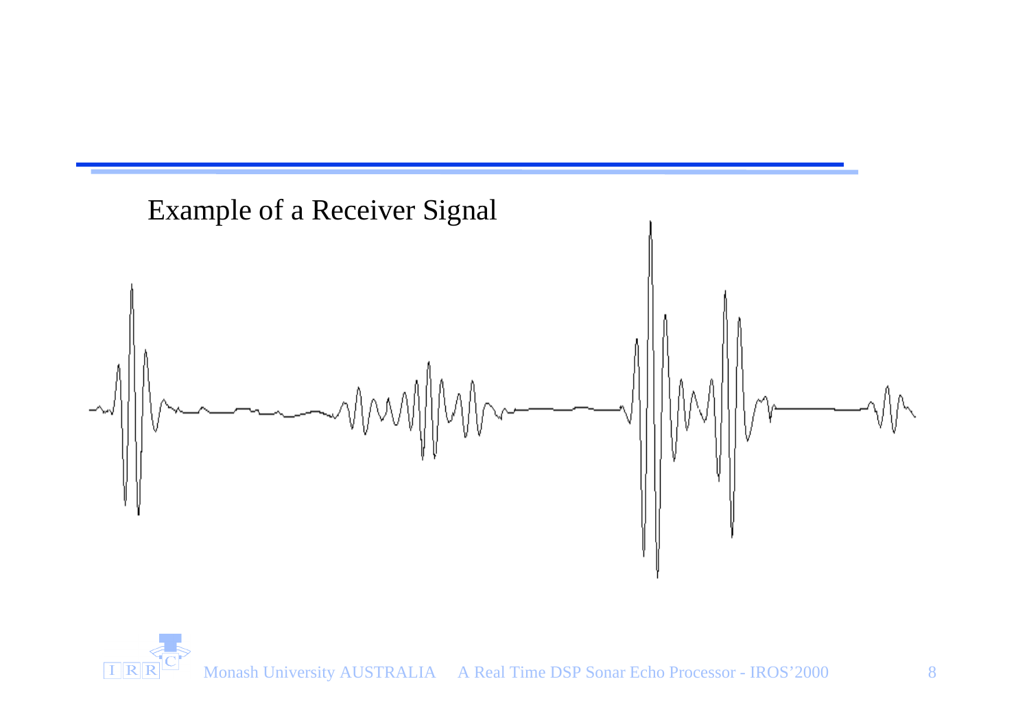Example of a Receiver Signal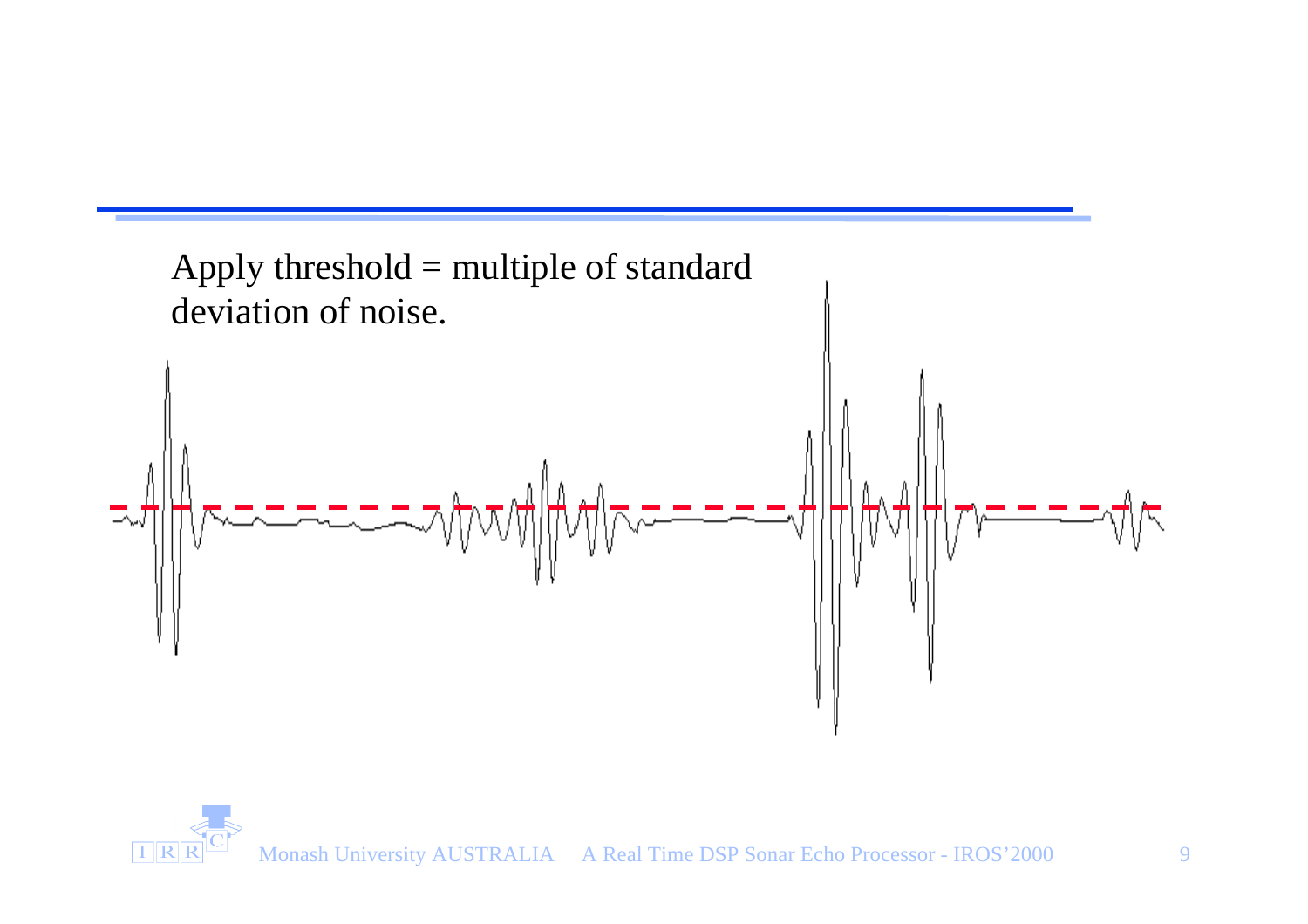Apply threshold = multiple of standard deviation of noise.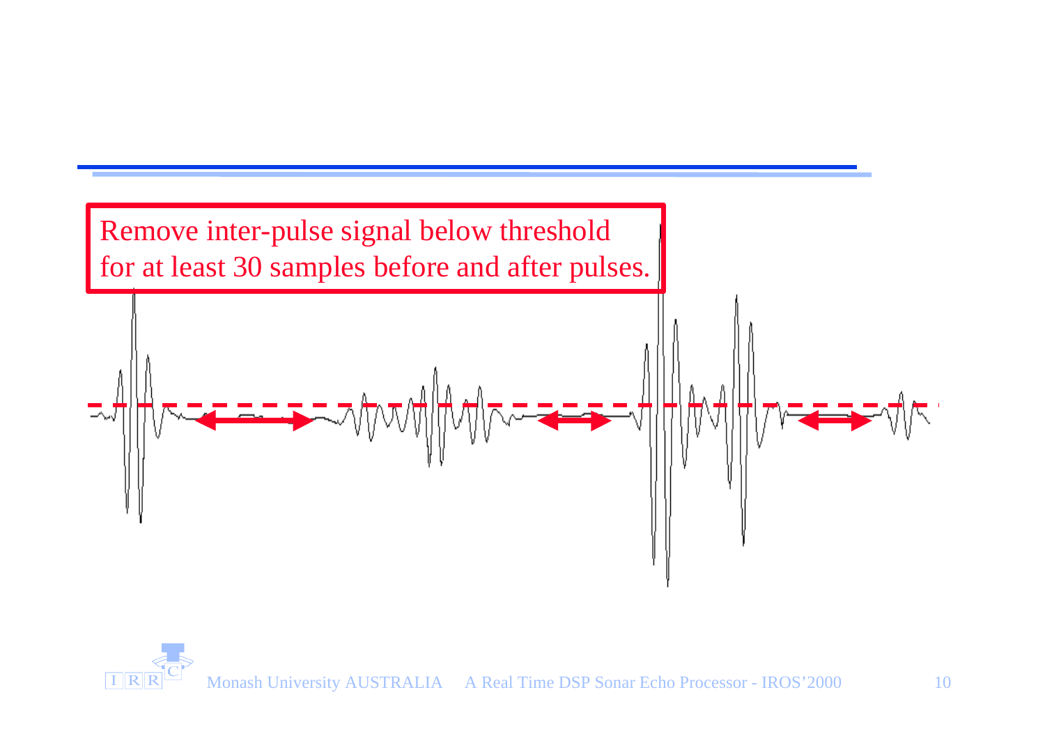Remove inter-pulse signal below threshold for at least 30 samples before and after pulses.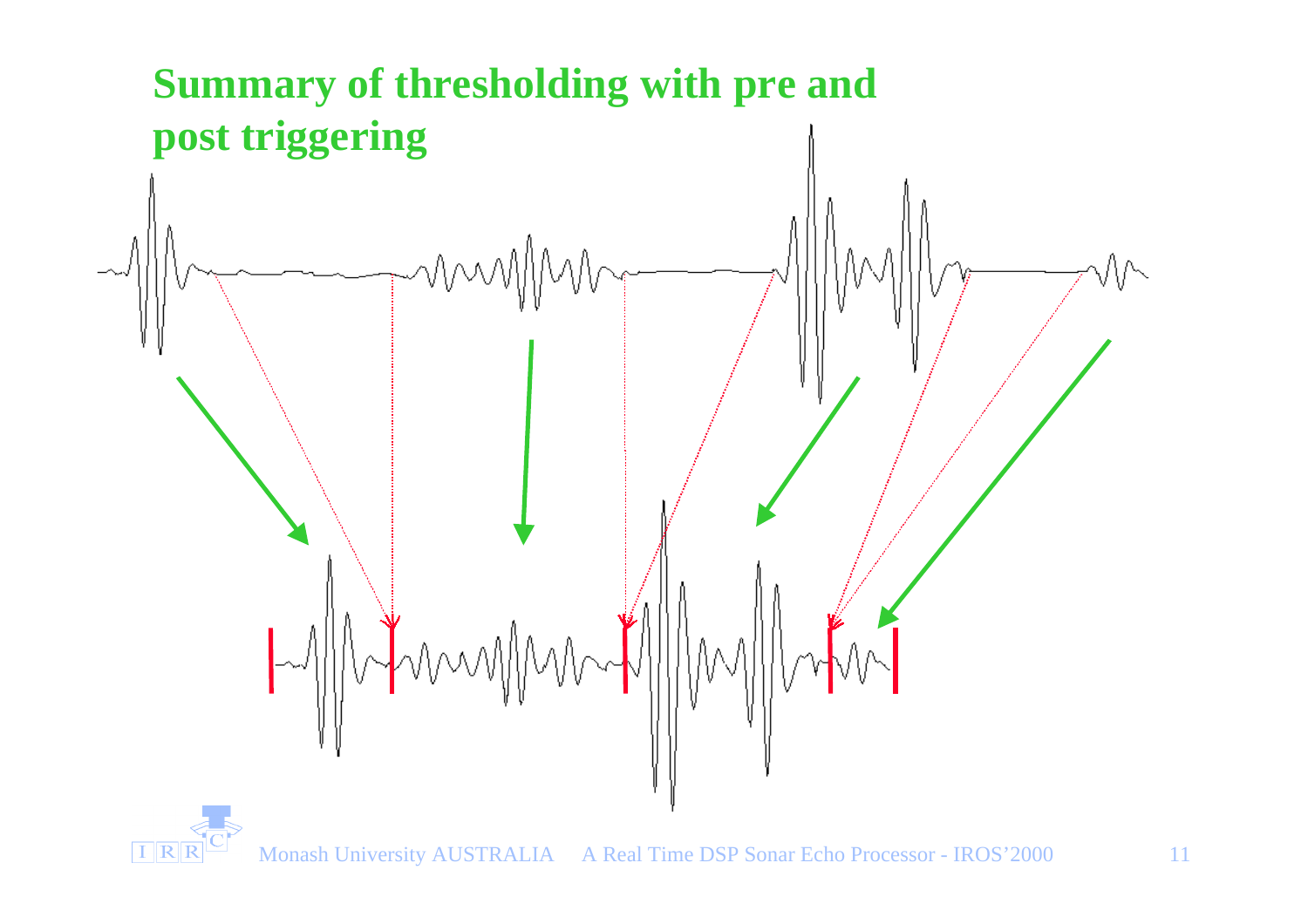# Summary of thresholding with pre and post triggering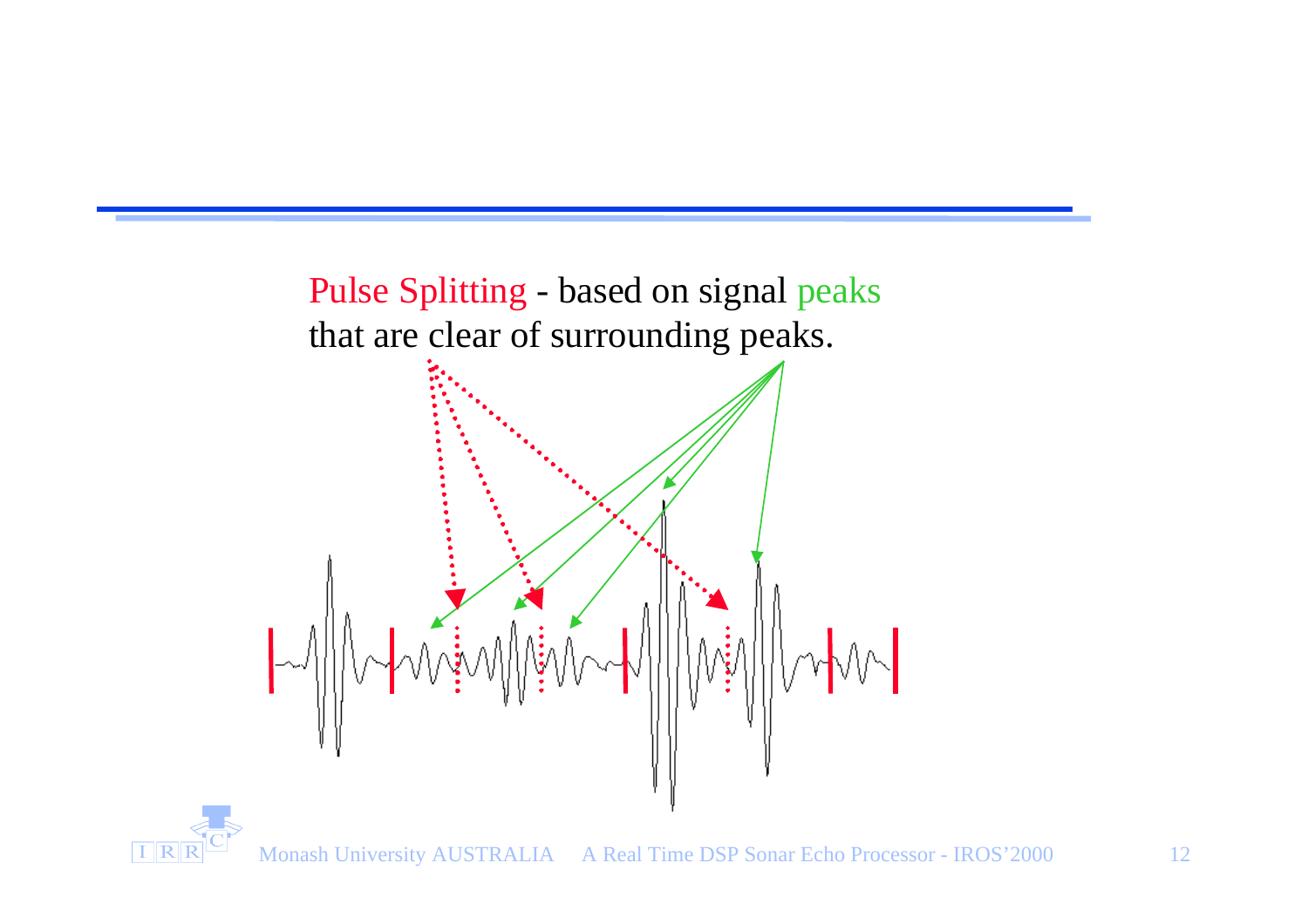Pulse Splitting - based on signal peaks that are clear of surrounding peaks.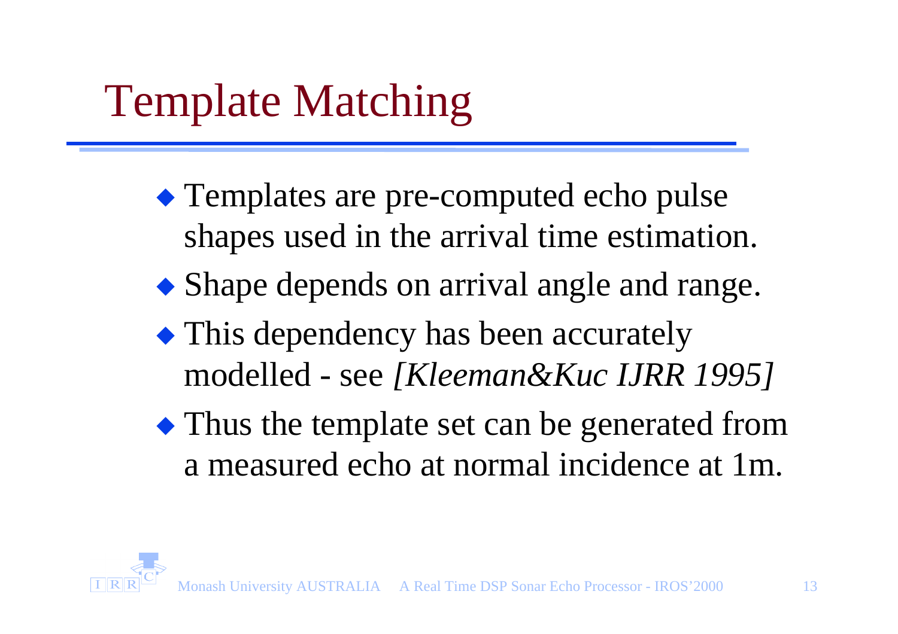# Template Matching

- Templates are pre-computed echo pulse shapes used in the arrival time estimation.
- Shape depends on arrival angle and range.
- This dependency has been accurately modelled - see *[Kleeman&Kuc IJRR 1995]*
- Thus the template set can be generated from a measured echo at normal incidence at 1m.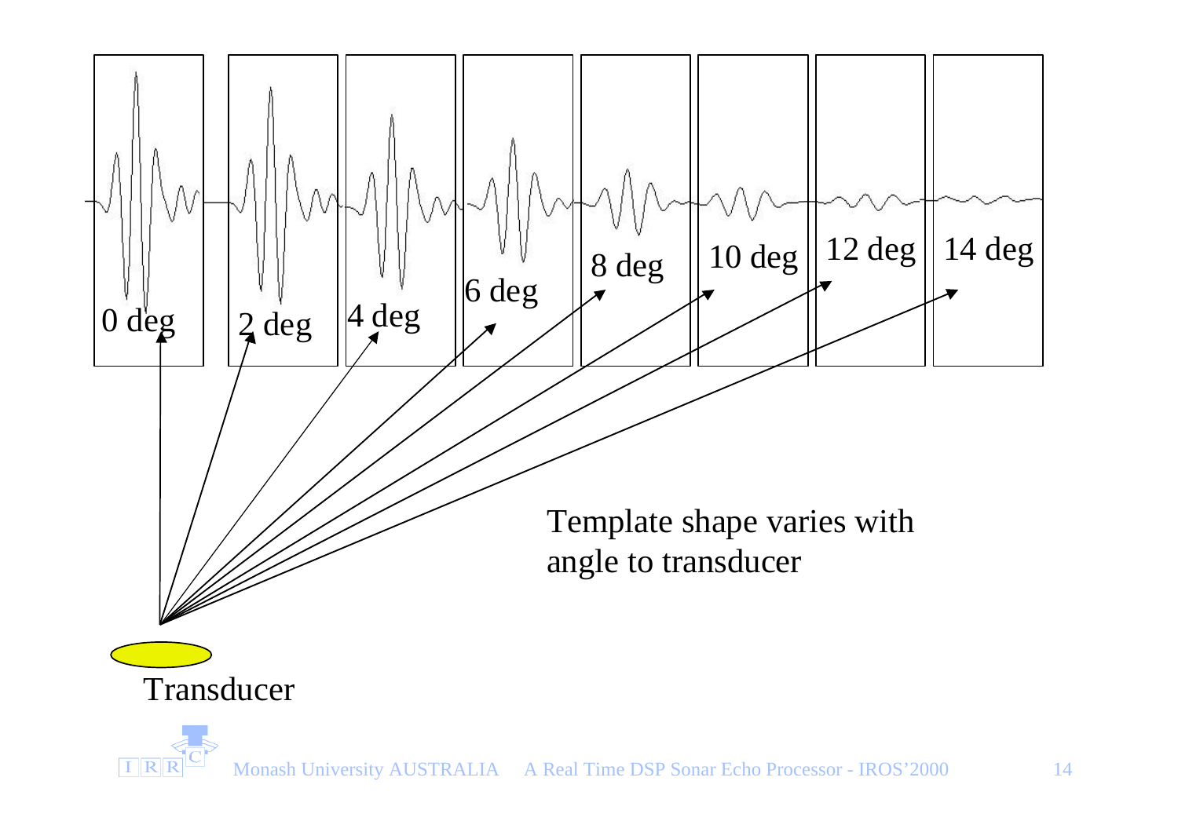0 deg | 2 deg | 4 deg | 6 deg | 8 deg | 10 deg | 12 deg | 14 deg

Transducer

Template shape varies with angle to transducer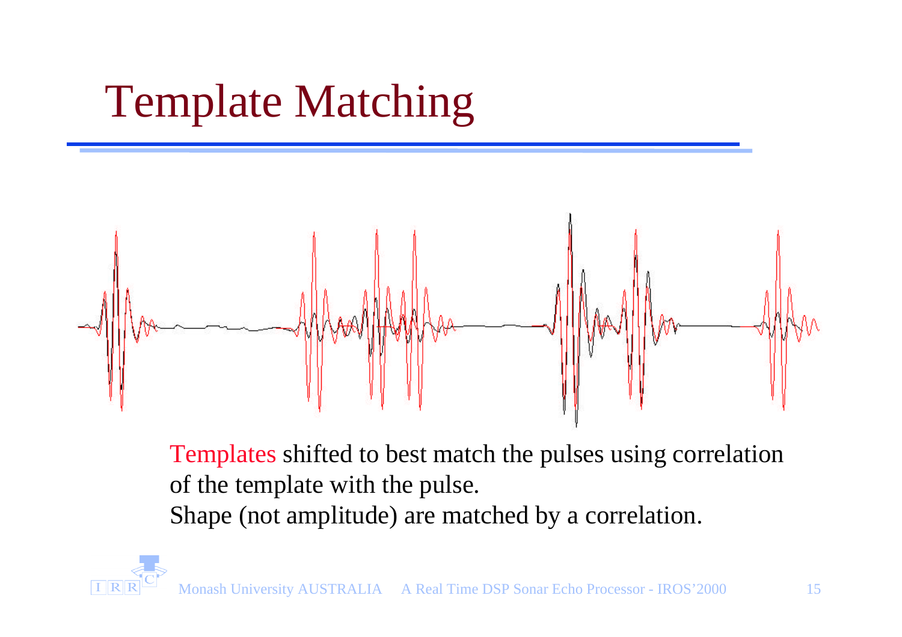# Template Matching

Templates shifted to best match the pulses using correlation of the template with the pulse.

Shape (not amplitude) are matched by a correlation.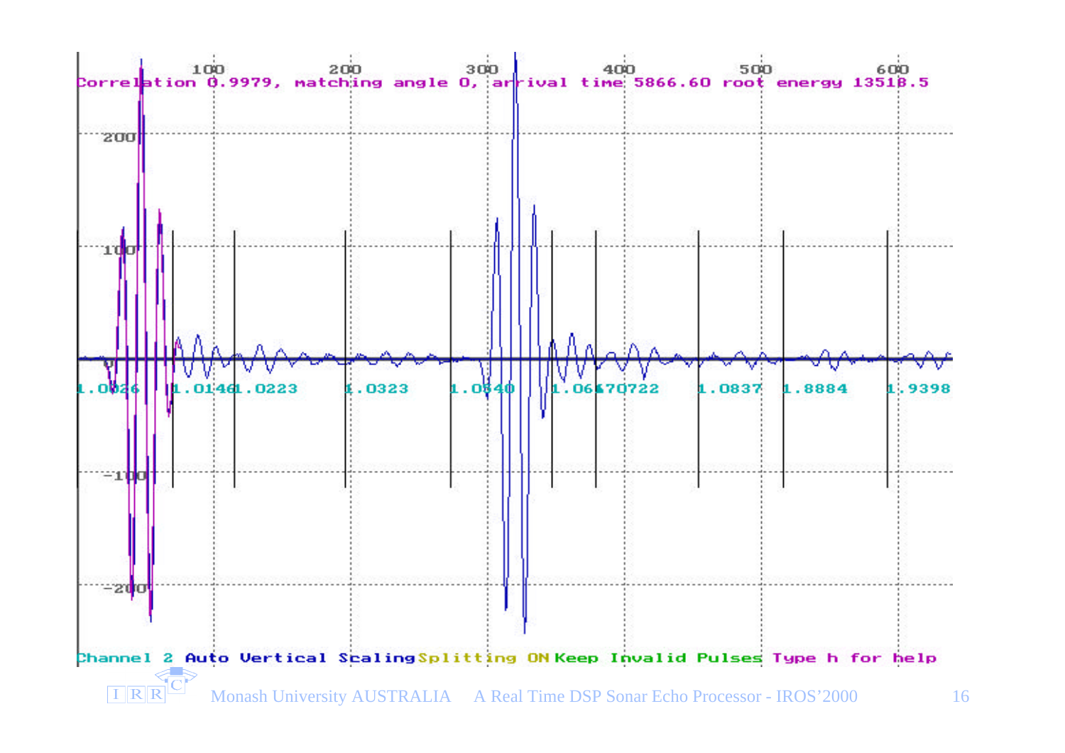Correlation 0.9979, matching angle 0, arrival time 5866.60 root energy 13518.5

Channel 2 Auto Vertical Scaling Splitting ON Keep Invalid Pulses Type h for help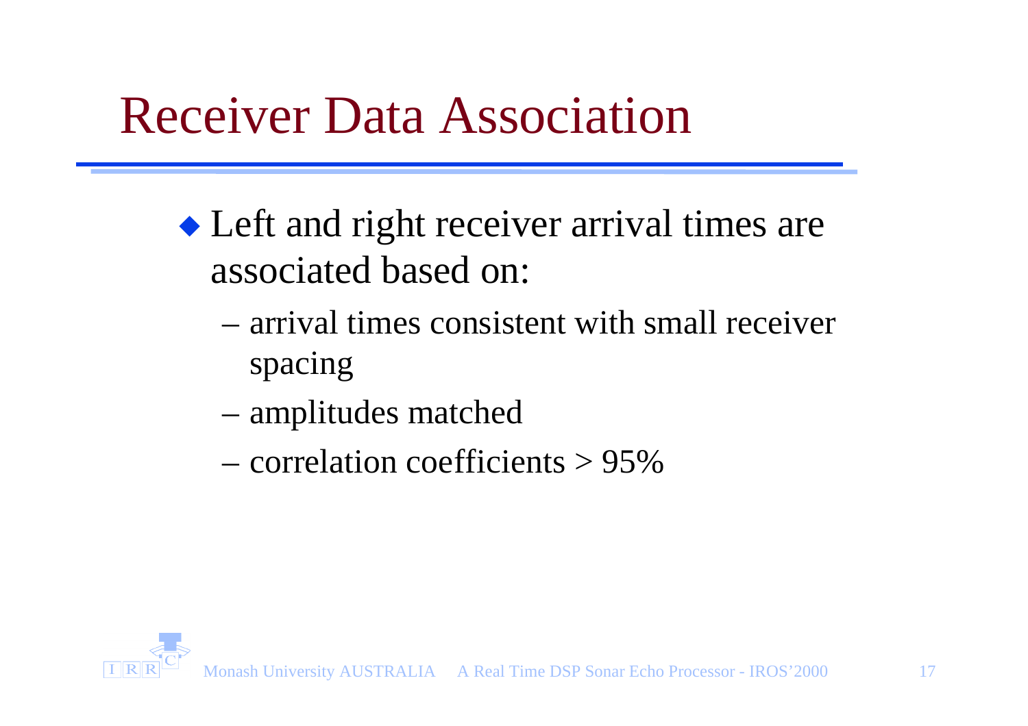# Receiver Data Association

- Left and right receiver arrival times are associated based on:
  - arrival times consistent with small receiver spacing
  - amplitudes matched
  - correlation coefficients > 95%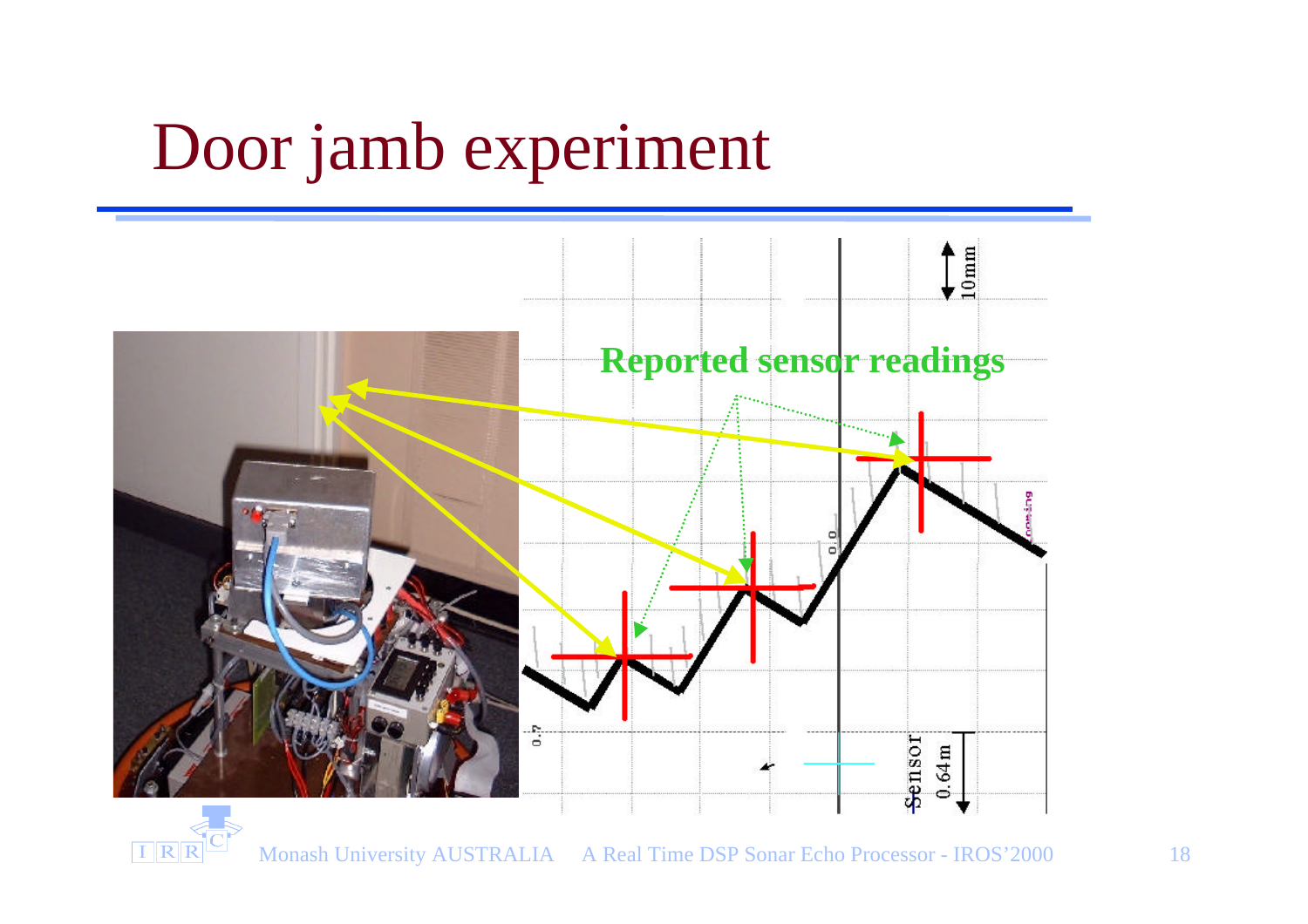# Door jamb experiment

Reported sensor readings

10mm

0.64m

Sensor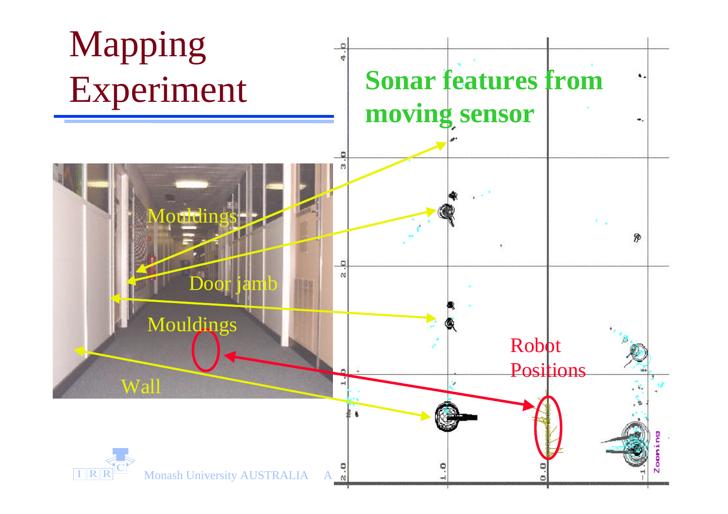# Mapping Experiment

Sonar features from moving sensor

Mouldings

Door jamb

Mouldings

Wall

Robot Positions

Zooming

Monash University AUSTRALIA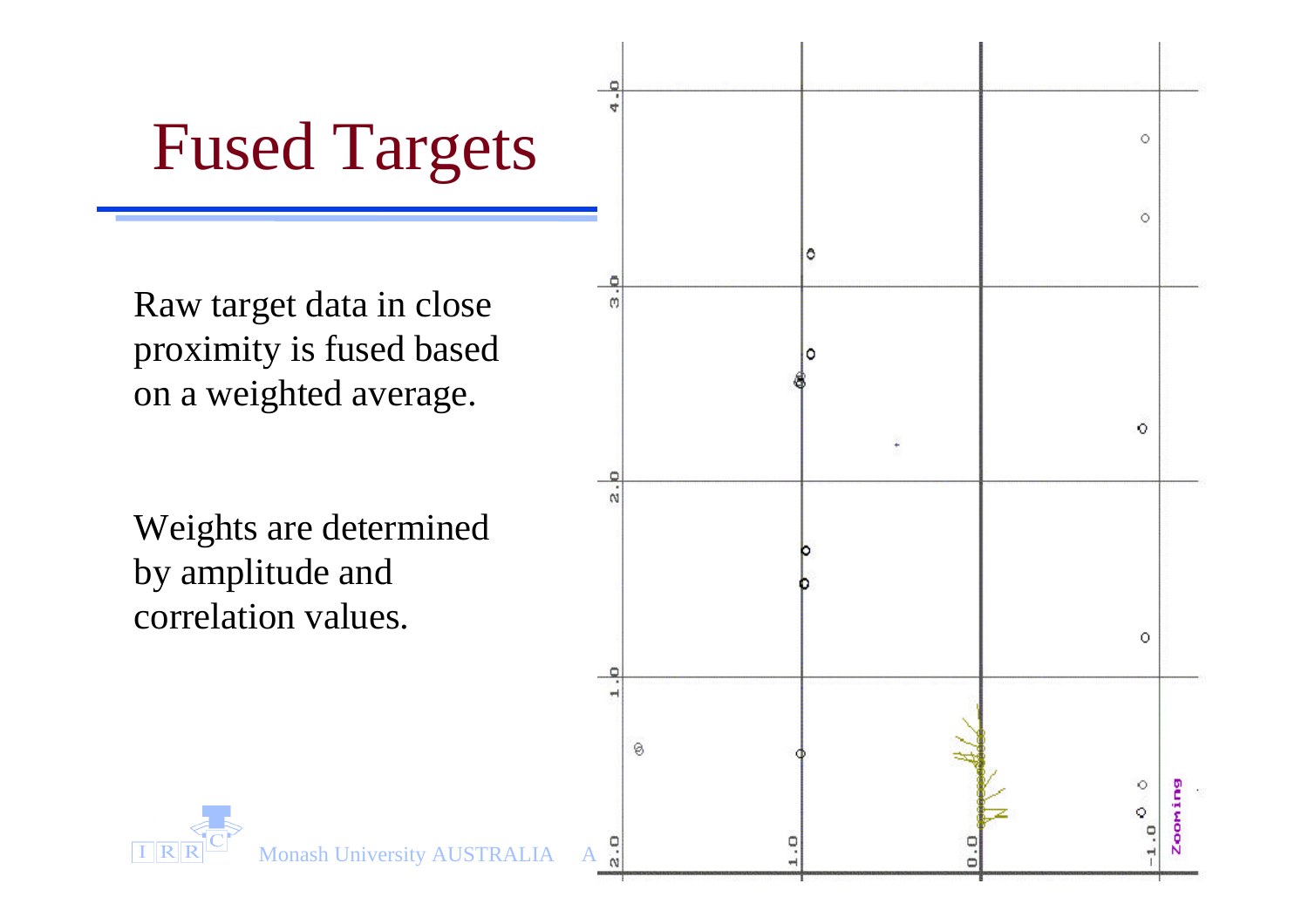# Fused Targets

Raw target data in close proximity is fused based on a weighted average.

Weights are determined by amplitude and correlation values.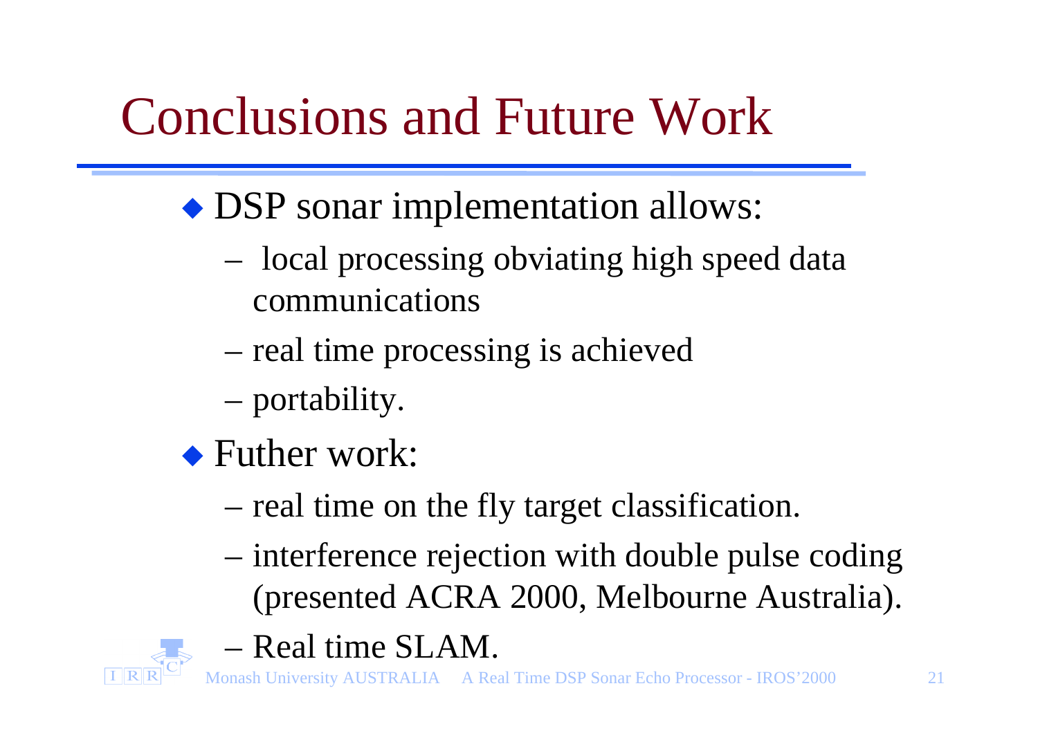# Conclusions and Future Work

- DSP sonar implementation allows:
  - local processing obviating high speed data communications
  - real time processing is achieved
  - portability.
- Futher work:
  - real time on the fly target classification.
  - interference rejection with double pulse coding (presented ACRA 2000, Melbourne Australia).
  - Real time SLAM.